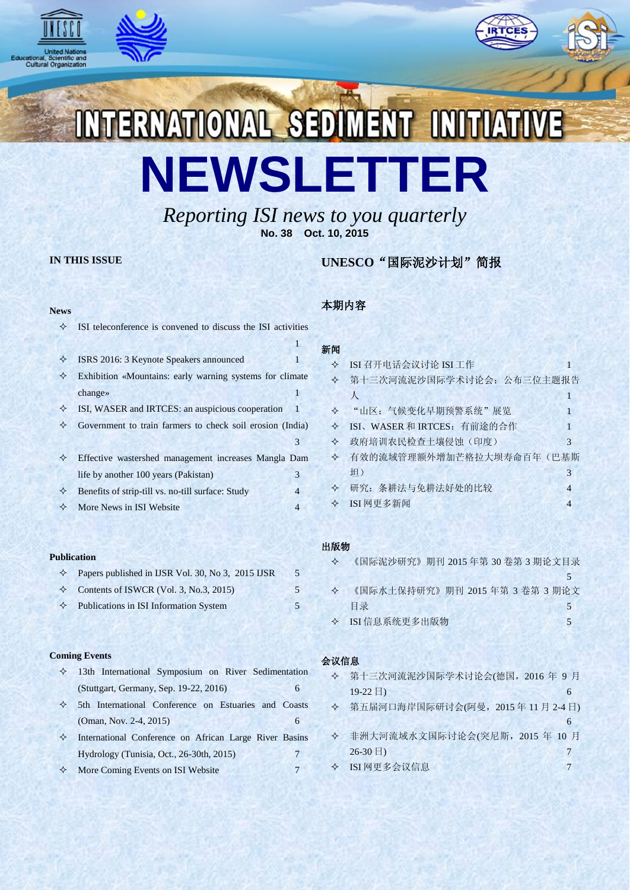# INTERNATIONAL SEDIMENT INITIATIVE

# NEWSLETTER

*Reporting ISI news to you quarterly*

**No. 38 Oct. 10, 2015**

## UNESCO“国际泥沙计划”简报

### IN THIS ISSUE

**News**

- ✧ ISI teleconference is convened to discuss the ISI activities 1
- ✧ ISRS 2016: 3 Keynote Speakers announced 1
- ✧ Exhibition «Mountains: early warning systems for climate change» 1
- ✧ ISI, WASER and IRTCES: an auspicious cooperation 1
- ✧ Government to train farmers to check soil erosion (India) 3
- ✧ Effective watershed management increases Mangla Dam life by another 100 years (Pakistan) 3
- ✧ Benefits of strip-till vs. no-till surface: Study 4
- ✧ More News in ISI Website 4

**Publication**

- ✧ Papers published in IJSR Vol. 30, No 3, 2015 IJSR 5
- ✧ Contents of ISWCR (Vol. 3, No.3, 2015) 5
- ✧ Publications in ISI Information System 5

**Coming Events**

- ✧ 13th International Symposium on River Sedimentation (Stuttgart, Germany, Sep. 19-22, 2016) 6
- ✧ 5th International Conference on Estuaries and Coasts (Oman, Nov. 2-4, 2015) 6
- ✧ International Conference on African Large River Basins Hydrology (Tunisia, Oct., 26-30th, 2015) 7
- ✧ More Coming Events on ISI Website 7

### 本期内容

**新闻**

- ✧ ISI 召开电话会议讨论 ISI 工作 1
- ✧ 第十三次河流泥沙国际学术讨论会：公布三位主题报告人 1
- ✧ “山区：气候变化早期预警系统”展览 1
- ✧ ISI、WASER 和 IRTCES：有前途的合作 1
- ✧ 政府培训农民检查土壤侵蚀（印度） 3
- ✧ 有效的流域管理额外增加芒格拉大坝寿命百年（巴基斯坦） 3
- ✧ 研究：条耕法与免耕法好处的比较 4
- ✧ ISI 网更多新闻 4

**出版物**

- ✧ 《国际泥沙研究》期刊 2015 年第 30 卷第 3 期论文目录 5
- ✧ 《国际水土保持研究》期刊 2015 年第 3 卷第 3 期论文目录 5
- ✧ ISI 信息系统更多出版物 5

**会议信息**

- ✧ 第十三次河流泥沙国际学术讨论会(德国，2016 年 9 月 19-22 日) 6
- ✧ 第五届河口海岸国际研讨会(阿曼，2015 年 11 月 2-4 日) 6
- ✧ 非洲大河流域水文国际讨论会(突尼斯，2015 年 10 月 26-30 日) 7
- ✧ ISI 网更多会议信息 7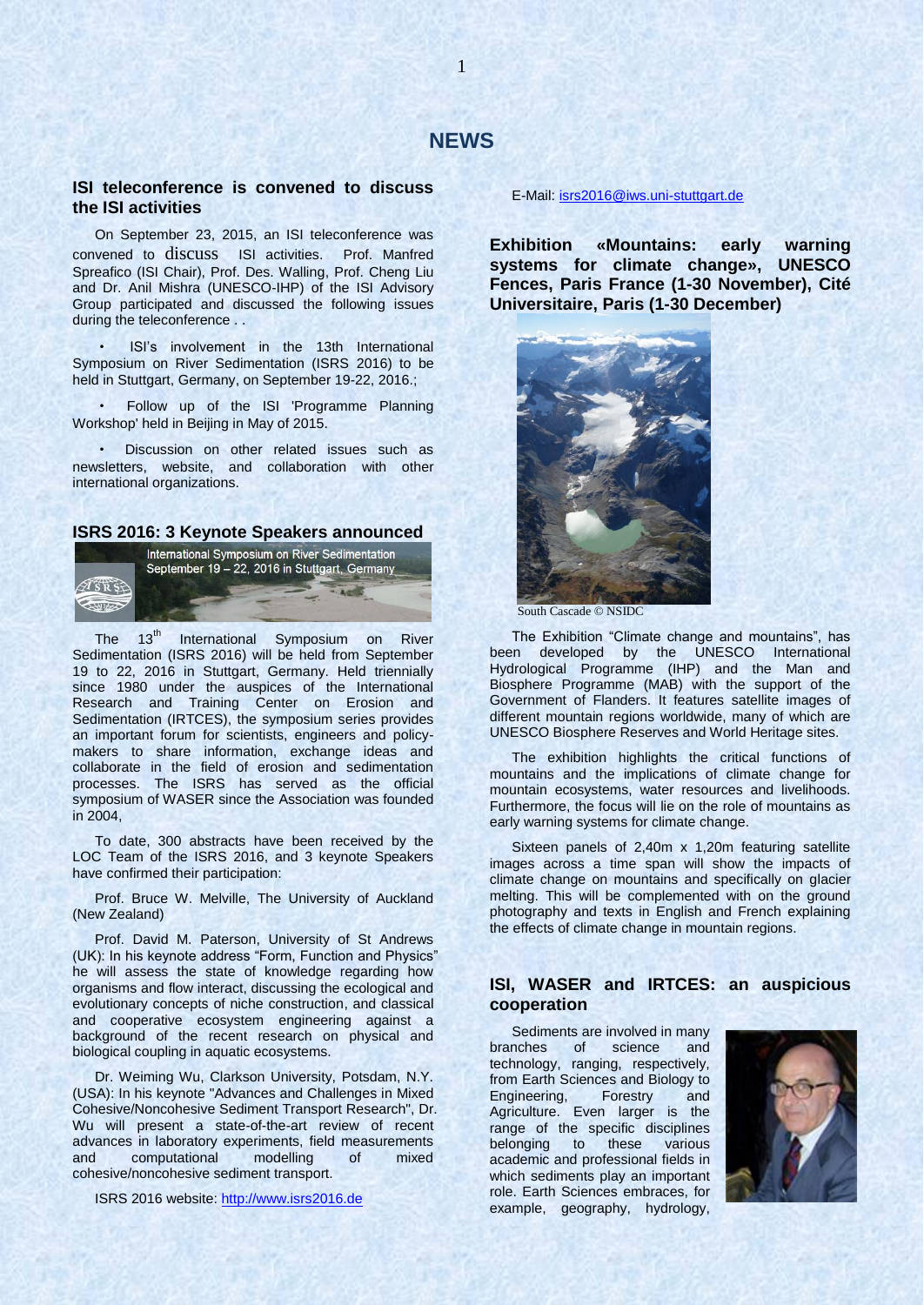# NEWS

## ISI teleconference is convened to discuss the ISI activities

On September 23, 2015, an ISI teleconference was convened to discuss ISI activities. Prof. Manfred Spreafico (ISI Chair), Prof. Des. Walling, Prof. Cheng Liu and Dr. Anil Mishra (UNESCO-IHP) of the ISI Advisory Group participated and discussed the following issues during the teleconference . .

- ISI's involvement in the 13th International Symposium on River Sedimentation (ISRS 2016) to be held in Stuttgart, Germany, on September 19-22, 2016.;
- Follow up of the ISI 'Programme Planning Workshop' held in Beijing in May of 2015.
- Discussion on other related issues such as newsletters, website, and collaboration with other international organizations.

## ISRS 2016: 3 Keynote Speakers announced

International Symposium on River Sedimentation
September 19 – 22, 2016 in Stuttgart, Germany

The 13th International Symposium on River Sedimentation (ISRS 2016) will be held from September 19 to 22, 2016 in Stuttgart, Germany. Held triennially since 1980 under the auspices of the International Research and Training Center on Erosion and Sedimentation (IRTCES), the symposium series provides an important forum for scientists, engineers and policy-makers to share information, exchange ideas and collaborate in the field of erosion and sedimentation processes. The ISRS has served as the official symposium of WASER since the Association was founded in 2004,

To date, 300 abstracts have been received by the LOC Team of the ISRS 2016, and 3 keynote Speakers have confirmed their participation:

Prof. Bruce W. Melville, The University of Auckland (New Zealand)

Prof. David M. Paterson, University of St Andrews (UK): In his keynote address "Form, Function and Physics" he will assess the state of knowledge regarding how organisms and flow interact, discussing the ecological and evolutionary concepts of niche construction, and classical and cooperative ecosystem engineering against a background of the recent research on physical and biological coupling in aquatic ecosystems.

Dr. Weiming Wu, Clarkson University, Potsdam, N.Y. (USA): In his keynote "Advances and Challenges in Mixed Cohesive/Noncohesive Sediment Transport Research", Dr. Wu will present a state-of-the-art review of recent advances in laboratory experiments, field measurements and computational modelling of mixed cohesive/noncohesive sediment transport.

ISRS 2016 website: http://www.isrs2016.de

E-Mail: isrs2016@iws.uni-stuttgart.de

## Exhibition «Mountains: early warning systems for climate change», UNESCO Fences, Paris France (1-30 November), Cité Universitaire, Paris (1-30 December)

South Cascade © NSIDC

The Exhibition "Climate change and mountains", has been developed by the UNESCO International Hydrological Programme (IHP) and the Man and Biosphere Programme (MAB) with the support of the Government of Flanders. It features satellite images of different mountain regions worldwide, many of which are UNESCO Biosphere Reserves and World Heritage sites.

The exhibition highlights the critical functions of mountains and the implications of climate change for mountain ecosystems, water resources and livelihoods. Furthermore, the focus will lie on the role of mountains as early warning systems for climate change.

Sixteen panels of 2,40m x 1,20m featuring satellite images across a time span will show the impacts of climate change on mountains and specifically on glacier melting. This will be complemented with on the ground photography and texts in English and French explaining the effects of climate change in mountain regions.

## ISI, WASER and IRTCES: an auspicious cooperation

Sediments are involved in many branches of science and technology, ranging, respectively, from Earth Sciences and Biology to Engineering, Forestry and Agriculture. Even larger is the range of the specific disciplines belonging to these various academic and professional fields in which sediments play an important role. Earth Sciences embraces, for example, geography, hydrology,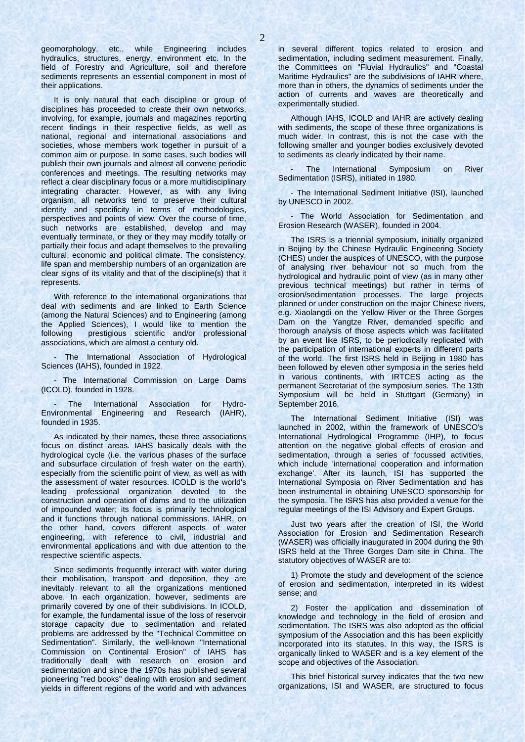geomorphology, etc., while Engineering includes hydraulics, structures, energy, environment etc. In the field of Forestry and Agriculture, soil and therefore sediments represents an essential component in most of their applications.

It is only natural that each discipline or group of disciplines has proceeded to create their own networks, involving, for example, journals and magazines reporting recent findings in their respective fields, as well as national, regional and international associations and societies, whose members work together in pursuit of a common aim or purpose. In some cases, such bodies will publish their own journals and almost all convene periodic conferences and meetings. The resulting networks may reflect a clear disciplinary focus or a more multidisciplinary integrating character. However, as with any living organism, all networks tend to preserve their cultural identity and specificity in terms of methodologies, perspectives and points of view. Over the course of time, such networks are established, develop and may eventually terminate, or they or they may modify totally or partially their focus and adapt themselves to the prevailing cultural, economic and political climate. The consistency, life span and membership numbers of an organization are clear signs of its vitality and that of the discipline(s) that it represents.

With reference to the international organizations that deal with sediments and are linked to Earth Science (among the Natural Sciences) and to Engineering (among the Applied Sciences), I would like to mention the following prestigious scientific and/or professional associations, which are almost a century old.

- The International Association of Hydrological Sciences (IAHS), founded in 1922.

- The International Commission on Large Dams (ICOLD), founded in 1928.

- The International Association for Hydro-Environmental Engineering and Research (IAHR), founded in 1935.

As indicated by their names, these three associations focus on distinct areas. IAHS basically deals with the hydrological cycle (i.e. the various phases of the surface and subsurface circulation of fresh water on the earth), especially from the scientific point of view, as well as with the assessment of water resources. ICOLD is the world's leading professional organization devoted to the construction and operation of dams and to the utilization of impounded water; its focus is primarily technological and it functions through national commissions. IAHR, on the other hand, covers different aspects of water engineering, with reference to civil, industrial and environmental applications and with due attention to the respective scientific aspects.

Since sediments frequently interact with water during their mobilisation, transport and deposition, they are inevitably relevant to all the organizations mentioned above. In each organization, however, sediments are primarily covered by one of their subdivisions. In ICOLD, for example, the fundamental issue of the loss of reservoir storage capacity due to sedimentation and related problems are addressed by the "Technical Committee on Sedimentation". Similarly, the well-known "International Commission on Continental Erosion" of IAHS has traditionally dealt with research on erosion and sedimentation and since the 1970s has published several pioneering "red books" dealing with erosion and sediment yields in different regions of the world and with advances in several different topics related to erosion and sedimentation, including sediment measurement. Finally, the Committees on "Fluvial Hydraulics" and "Coastal Maritime Hydraulics" are the subdivisions of IAHR where, more than in others, the dynamics of sediments under the action of currents and waves are theoretically and experimentally studied.

Although IAHS, ICOLD and IAHR are actively dealing with sediments, the scope of these three organizations is much wider. In contrast, this is not the case with the following smaller and younger bodies exclusively devoted to sediments as clearly indicated by their name.

- The International Symposium on River Sedimentation (ISRS), initiated in 1980.

- The International Sediment Initiative (ISI), launched by UNESCO in 2002.

- The World Association for Sedimentation and Erosion Research (WASER), founded in 2004.

The ISRS is a triennial symposium, initially organized in Beijing by the Chinese Hydraulic Engineering Society (CHES) under the auspices of UNESCO, with the purpose of analysing river behaviour not so much from the hydrological and hydraulic point of view (as in many other previous technical meetings) but rather in terms of erosion/sedimentation processes. The large projects planned or under construction on the major Chinese rivers, e.g. Xiaolangdi on the Yellow River or the Three Gorges Dam on the Yangtze River, demanded specific and thorough analysis of those aspects which was facilitated by an event like ISRS, to be periodically replicated with the participation of international experts in different parts of the world. The first ISRS held in Beijing in 1980 has been followed by eleven other symposia in the series held in various continents, with IRTCES acting as the permanent Secretariat of the symposium series. The 13th Symposium will be held in Stuttgart (Germany) in September 2016.

The International Sediment Initiative (ISI) was launched in 2002, within the framework of UNESCO's International Hydrological Programme (IHP), to focus attention on the negative global effects of erosion and sedimentation, through a series of focussed activities, which include 'international cooperation and information exchange'. After its launch, ISI has supported the International Symposia on River Sedimentation and has been instrumental in obtaining UNESCO sponsorship for the symposia. The ISRS has also provided a venue for the regular meetings of the ISI Advisory and Expert Groups.

Just two years after the creation of ISI, the World Association for Erosion and Sedimentation Research (WASER) was officially inaugurated in 2004 during the 9th ISRS held at the Three Gorges Dam site in China. The statutory objectives of WASER are to:

1) Promote the study and development of the science of erosion and sedimentation, interpreted in its widest sense; and

2) Foster the application and dissemination of knowledge and technology in the field of erosion and sedimentation. The ISRS was also adopted as the official symposium of the Association and this has been explicitly incorporated into its statutes. In this way, the ISRS is organically linked to WASER and is a key element of the scope and objectives of the Association.

This brief historical survey indicates that the two new organizations, ISI and WASER, are structured to focus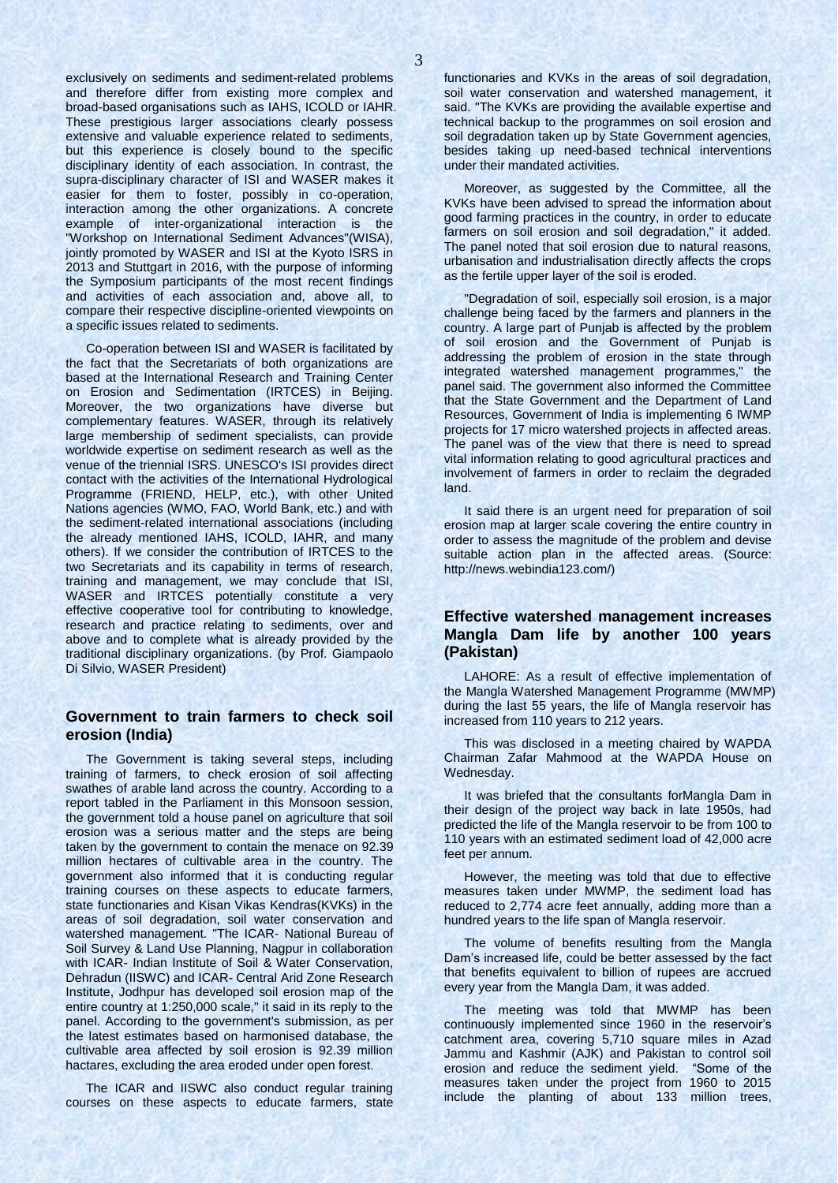exclusively on sediments and sediment-related problems and therefore differ from existing more complex and broad-based organisations such as IAHS, ICOLD or IAHR. These prestigious larger associations clearly possess extensive and valuable experience related to sediments, but this experience is closely bound to the specific disciplinary identity of each association. In contrast, the supra-disciplinary character of ISI and WASER makes it easier for them to foster, possibly in co-operation, interaction among the other organizations. A concrete example of inter-organizational interaction is the "Workshop on International Sediment Advances"(WISA), jointly promoted by WASER and ISI at the Kyoto ISRS in 2013 and Stuttgart in 2016, with the purpose of informing the Symposium participants of the most recent findings and activities of each association and, above all, to compare their respective discipline-oriented viewpoints on a specific issues related to sediments.

Co-operation between ISI and WASER is facilitated by the fact that the Secretariats of both organizations are based at the International Research and Training Center on Erosion and Sedimentation (IRTCES) in Beijing. Moreover, the two organizations have diverse but complementary features. WASER, through its relatively large membership of sediment specialists, can provide worldwide expertise on sediment research as well as the venue of the triennial ISRS. UNESCO's ISI provides direct contact with the activities of the International Hydrological Programme (FRIEND, HELP, etc.), with other United Nations agencies (WMO, FAO, World Bank, etc.) and with the sediment-related international associations (including the already mentioned IAHS, ICOLD, IAHR, and many others). If we consider the contribution of IRTCES to the two Secretariats and its capability in terms of research, training and management, we may conclude that ISI, WASER and IRTCES potentially constitute a very effective cooperative tool for contributing to knowledge, research and practice relating to sediments, over and above and to complete what is already provided by the traditional disciplinary organizations. (by Prof. Giampaolo Di Silvio, WASER President)

## Government to train farmers to check soil erosion (India)

The Government is taking several steps, including training of farmers, to check erosion of soil affecting swathes of arable land across the country. According to a report tabled in the Parliament in this Monsoon session, the government told a house panel on agriculture that soil erosion was a serious matter and the steps are being taken by the government to contain the menace on 92.39 million hectares of cultivable area in the country. The government also informed that it is conducting regular training courses on these aspects to educate farmers, state functionaries and Kisan Vikas Kendras(KVKs) in the areas of soil degradation, soil water conservation and watershed management. "The ICAR- National Bureau of Soil Survey & Land Use Planning, Nagpur in collaboration with ICAR- Indian Institute of Soil & Water Conservation, Dehradun (IISWC) and ICAR- Central Arid Zone Research Institute, Jodhpur has developed soil erosion map of the entire country at 1:250,000 scale," it said in its reply to the panel. According to the government's submission, as per the latest estimates based on harmonised database, the cultivable area affected by soil erosion is 92.39 million hactares, excluding the area eroded under open forest.

The ICAR and IISWC also conduct regular training courses on these aspects to educate farmers, state functionaries and KVKs in the areas of soil degradation, soil water conservation and watershed management, it said. "The KVKs are providing the available expertise and technical backup to the programmes on soil erosion and soil degradation taken up by State Government agencies, besides taking up need-based technical interventions under their mandated activities.

Moreover, as suggested by the Committee, all the KVKs have been advised to spread the information about good farming practices in the country, in order to educate farmers on soil erosion and soil degradation," it added. The panel noted that soil erosion due to natural reasons, urbanisation and industrialisation directly affects the crops as the fertile upper layer of the soil is eroded.

"Degradation of soil, especially soil erosion, is a major challenge being faced by the farmers and planners in the country. A large part of Punjab is affected by the problem of soil erosion and the Government of Punjab is addressing the problem of erosion in the state through integrated watershed management programmes," the panel said. The government also informed the Committee that the State Government and the Department of Land Resources, Government of India is implementing 6 IWMP projects for 17 micro watershed projects in affected areas. The panel was of the view that there is need to spread vital information relating to good agricultural practices and involvement of farmers in order to reclaim the degraded land.

It said there is an urgent need for preparation of soil erosion map at larger scale covering the entire country in order to assess the magnitude of the problem and devise suitable action plan in the affected areas. (Source: http://news.webindia123.com/)

## Effective watershed management increases Mangla Dam life by another 100 years (Pakistan)

LAHORE: As a result of effective implementation of the Mangla Watershed Management Programme (MWMP) during the last 55 years, the life of Mangla reservoir has increased from 110 years to 212 years.

This was disclosed in a meeting chaired by WAPDA Chairman Zafar Mahmood at the WAPDA House on Wednesday.

It was briefed that the consultants forMangla Dam in their design of the project way back in late 1950s, had predicted the life of the Mangla reservoir to be from 100 to 110 years with an estimated sediment load of 42,000 acre feet per annum.

However, the meeting was told that due to effective measures taken under MWMP, the sediment load has reduced to 2,774 acre feet annually, adding more than a hundred years to the life span of Mangla reservoir.

The volume of benefits resulting from the Mangla Dam's increased life, could be better assessed by the fact that benefits equivalent to billion of rupees are accrued every year from the Mangla Dam, it was added.

The meeting was told that MWMP has been continuously implemented since 1960 in the reservoir's catchment area, covering 5,710 square miles in Azad Jammu and Kashmir (AJK) and Pakistan to control soil erosion and reduce the sediment yield. "Some of the measures taken under the project from 1960 to 2015 include the planting of about 133 million trees,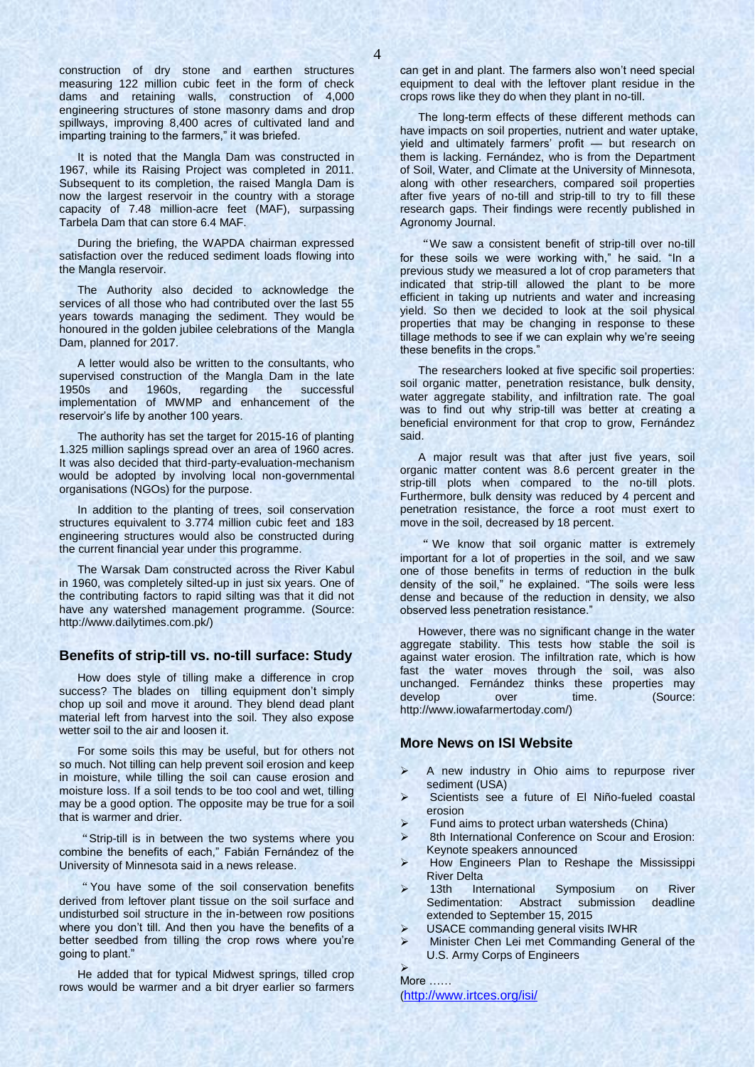construction of dry stone and earthen structures measuring 122 million cubic feet in the form of check dams and retaining walls, construction of 4,000 engineering structures of stone masonry dams and drop spillways, improving 8,400 acres of cultivated land and imparting training to the farmers," it was briefed.

It is noted that the Mangla Dam was constructed in 1967, while its Raising Project was completed in 2011. Subsequent to its completion, the raised Mangla Dam is now the largest reservoir in the country with a storage capacity of 7.48 million-acre feet (MAF), surpassing Tarbela Dam that can store 6.4 MAF.

During the briefing, the WAPDA chairman expressed satisfaction over the reduced sediment loads flowing into the Mangla reservoir.

The Authority also decided to acknowledge the services of all those who had contributed over the last 55 years towards managing the sediment. They would be honoured in the golden jubilee celebrations of the Mangla Dam, planned for 2017.

A letter would also be written to the consultants, who supervised construction of the Mangla Dam in the late 1950s and 1960s, regarding the successful implementation of MWMP and enhancement of the reservoir's life by another 100 years.

The authority has set the target for 2015-16 of planting 1.325 million saplings spread over an area of 1960 acres. It was also decided that third-party-evaluation-mechanism would be adopted by involving local non-governmental organisations (NGOs) for the purpose.

In addition to the planting of trees, soil conservation structures equivalent to 3.774 million cubic feet and 183 engineering structures would also be constructed during the current financial year under this programme.

The Warsak Dam constructed across the River Kabul in 1960, was completely silted-up in just six years. One of the contributing factors to rapid silting was that it did not have any watershed management programme. (Source: http://www.dailytimes.com.pk/)

## Benefits of strip-till vs. no-till surface: Study

How does style of tilling make a difference in crop success? The blades on tilling equipment don't simply chop up soil and move it around. They blend dead plant material left from harvest into the soil. They also expose wetter soil to the air and loosen it.

For some soils this may be useful, but for others not so much. Not tilling can help prevent soil erosion and keep in moisture, while tilling the soil can cause erosion and moisture loss. If a soil tends to be too cool and wet, tilling may be a good option. The opposite may be true for a soil that is warmer and drier.

"Strip-till is in between the two systems where you combine the benefits of each," Fabián Fernández of the University of Minnesota said in a news release.

"You have some of the soil conservation benefits derived from leftover plant tissue on the soil surface and undisturbed soil structure in the in-between row positions where you don't till. And then you have the benefits of a better seedbed from tilling the crop rows where you're going to plant."

He added that for typical Midwest springs, tilled crop rows would be warmer and a bit dryer earlier so farmers can get in and plant. The farmers also won't need special equipment to deal with the leftover plant residue in the crops rows like they do when they plant in no-till.

The long-term effects of these different methods can have impacts on soil properties, nutrient and water uptake, yield and ultimately farmers' profit — but research on them is lacking. Fernández, who is from the Department of Soil, Water, and Climate at the University of Minnesota, along with other researchers, compared soil properties after five years of no-till and strip-till to try to fill these research gaps. Their findings were recently published in Agronomy Journal.

"We saw a consistent benefit of strip-till over no-till for these soils we were working with," he said. "In a previous study we measured a lot of crop parameters that indicated that strip-till allowed the plant to be more efficient in taking up nutrients and water and increasing yield. So then we decided to look at the soil physical properties that may be changing in response to these tillage methods to see if we can explain why we're seeing these benefits in the crops."

The researchers looked at five specific soil properties: soil organic matter, penetration resistance, bulk density, water aggregate stability, and infiltration rate. The goal was to find out why strip-till was better at creating a beneficial environment for that crop to grow, Fernández said.

A major result was that after just five years, soil organic matter content was 8.6 percent greater in the strip-till plots when compared to the no-till plots. Furthermore, bulk density was reduced by 4 percent and penetration resistance, the force a root must exert to move in the soil, decreased by 18 percent.

"We know that soil organic matter is extremely important for a lot of properties in the soil, and we saw one of those benefits in terms of reduction in the bulk density of the soil," he explained. "The soils were less dense and because of the reduction in density, we also observed less penetration resistance."

However, there was no significant change in the water aggregate stability. This tests how stable the soil is against water erosion. The infiltration rate, which is how fast the water moves through the soil, was also unchanged. Fernández thinks these properties may develop over time. (Source: http://www.iowafarmertoday.com/)

## More News on ISI Website

- A new industry in Ohio aims to repurpose river sediment (USA)
- Scientists see a future of El Niño-fueled coastal erosion
- Fund aims to protect urban watersheds (China)
- 8th International Conference on Scour and Erosion: Keynote speakers announced
- How Engineers Plan to Reshape the Mississippi River Delta
- 13th International Symposium on River Sedimentation: Abstract submission deadline extended to September 15, 2015
- USACE commanding general visits IWHR
- Minister Chen Lei met Commanding General of the U.S. Army Corps of Engineers
- 

More ……
(http://www.irtces.org/isi/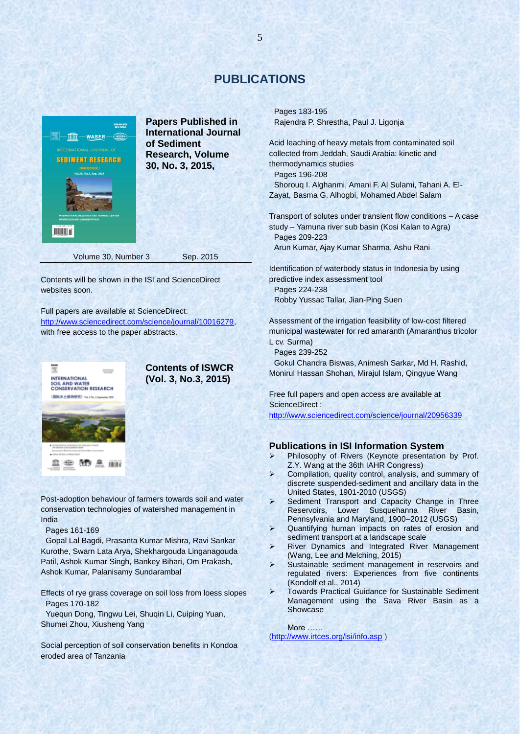# PUBLICATIONS

## Papers Published in International Journal of Sediment Research, Volume 30, No. 3, 2015,

Volume 30, Number 3 Sep. 2015

Contents will be shown in the ISI and ScienceDirect websites soon.

Full papers are available at ScienceDirect: http://www.sciencedirect.com/science/journal/10016279, with free access to the paper abstracts.

## Contents of ISWCR (Vol. 3, No.3, 2015)

Post-adoption behaviour of farmers towards soil and water conservation technologies of watershed management in India
Pages 161-169
Gopal Lal Bagdi, Prasanta Kumar Mishra, Ravi Sankar Kurothe, Swarn Lata Arya, Shekhargouda Linganagouda Patil, Ashok Kumar Singh, Bankey Bihari, Om Prakash, Ashok Kumar, Palanisamy Sundarambal

Effects of rye grass coverage on soil loss from loess slopes
Pages 170-182
Yuequn Dong, Tingwu Lei, Shuqin Li, Cuiping Yuan, Shumei Zhou, Xiusheng Yang

Social perception of soil conservation benefits in Kondoa eroded area of Tanzania
Pages 183-195
Rajendra P. Shrestha, Paul J. Ligonja

Acid leaching of heavy metals from contaminated soil collected from Jeddah, Saudi Arabia: kinetic and thermodynamics studies
Pages 196-208
Shorouq I. Alghanmi, Amani F. Al Sulami, Tahani A. El-Zayat, Basma G. Alhogbi, Mohamed Abdel Salam

Transport of solutes under transient flow conditions – A case study – Yamuna river sub basin (Kosi Kalan to Agra)
Pages 209-223
Arun Kumar, Ajay Kumar Sharma, Ashu Rani

Identification of waterbody status in Indonesia by using predictive index assessment tool
Pages 224-238
Robby Yussac Tallar, Jian-Ping Suen

Assessment of the irrigation feasibility of low-cost filtered municipal wastewater for red amaranth (Amaranthus tricolor L cv. Surma)
Pages 239-252
Gokul Chandra Biswas, Animesh Sarkar, Md H. Rashid, Monirul Hassan Shohan, Mirajul Islam, Qingyue Wang

Free full papers and open access are available at ScienceDirect :
http://www.sciencedirect.com/science/journal/20956339

## Publications in ISI Information System

- Philosophy of Rivers (Keynote presentation by Prof. Z.Y. Wang at the 36th IAHR Congress)
- Compilation, quality control, analysis, and summary of discrete suspended-sediment and ancillary data in the United States, 1901-2010 (USGS)
- Sediment Transport and Capacity Change in Three Reservoirs, Lower Susquehanna River Basin, Pennsylvania and Maryland, 1900–2012 (USGS)
- Quantifying human impacts on rates of erosion and sediment transport at a landscape scale
- River Dynamics and Integrated River Management (Wang, Lee and Melching, 2015)
- Sustainable sediment management in reservoirs and regulated rivers: Experiences from five continents (Kondolf et al., 2014)
- Towards Practical Guidance for Sustainable Sediment Management using the Sava River Basin as a Showcase

More ……
(http://www.irtces.org/isi/info.asp )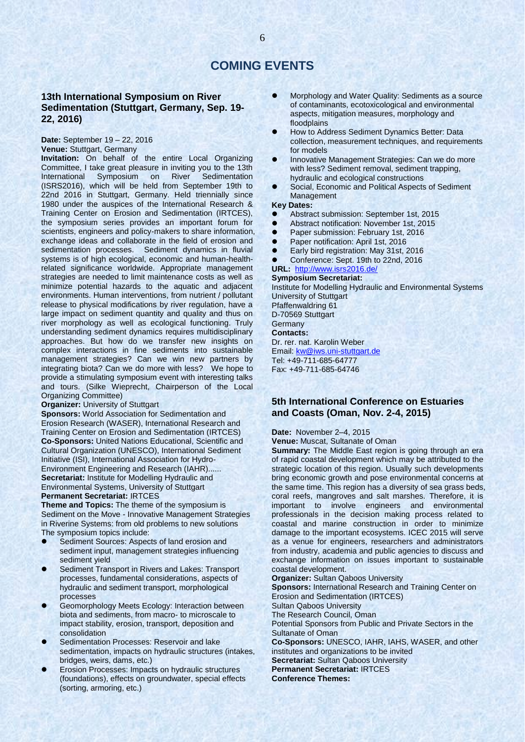# COMING EVENTS

## 13th International Symposium on River Sedimentation (Stuttgart, Germany, Sep. 19-22, 2016)

**Date:** September 19 – 22, 2016

**Venue:** Stuttgart, Germany

**Invitation:** On behalf of the entire Local Organizing Committee, I take great pleasure in inviting you to the 13th International Symposium on River Sedimentation (ISRS2016), which will be held from September 19th to 22nd 2016 in Stuttgart, Germany. Held triennially since 1980 under the auspices of the International Research & Training Center on Erosion and Sedimentation (IRTCES), the symposium series provides an important forum for scientists, engineers and policy-makers to share information, exchange ideas and collaborate in the field of erosion and sedimentation processes. Sediment dynamics in fluvial systems is of high ecological, economic and human-health-related significance worldwide. Appropriate management strategies are needed to limit maintenance costs as well as minimize potential hazards to the aquatic and adjacent environments. Human interventions, from nutrient / pollutant release to physical modifications by river regulation, have a large impact on sediment quantity and quality and thus on river morphology as well as ecological functioning. Truly understanding sediment dynamics requires multidisciplinary approaches. But how do we transfer new insights on complex interactions in fine sediments into sustainable management strategies? Can we win new partners by integrating biota? Can we do more with less? We hope to provide a stimulating symposium event with interesting talks and tours. (Silke Wieprecht, Chairperson of the Local Organizing Committee)

**Organizer:** University of Stuttgart

**Sponsors:** World Association for Sedimentation and Erosion Research (WASER), International Research and Training Center on Erosion and Sedimentation (IRTCES)

**Co-Sponsors:** United Nations Educational, Scientific and Cultural Organization (UNESCO), International Sediment Initiative (ISI), International Association for Hydro-Environment Engineering and Research (IAHR)......

**Secretariat:** Institute for Modelling Hydraulic and Environmental Systems, University of Stuttgart

**Permanent Secretariat:** IRTCES

**Theme and Topics:** The theme of the symposium is Sediment on the Move - Innovative Management Strategies in Riverine Systems: from old problems to new solutions

The symposium topics include:

- Sediment Sources: Aspects of land erosion and sediment input, management strategies influencing sediment yield
- Sediment Transport in Rivers and Lakes: Transport processes, fundamental considerations, aspects of hydraulic and sediment transport, morphological processes
- Geomorphology Meets Ecology: Interaction between biota and sediments, from macro- to microscale to impact stability, erosion, transport, deposition and consolidation
- Sedimentation Processes: Reservoir and lake sedimentation, impacts on hydraulic structures (intakes, bridges, weirs, dams, etc.)
- Erosion Processes: Impacts on hydraulic structures (foundations), effects on groundwater, special effects (sorting, armoring, etc.)
- Morphology and Water Quality: Sediments as a source of contaminants, ecotoxicological and environmental aspects, mitigation measures, morphology and floodplains
- How to Address Sediment Dynamics Better: Data collection, measurement techniques, and requirements for models
- Innovative Management Strategies: Can we do more with less? Sediment removal, sediment trapping, hydraulic and ecological constructions
- Social, Economic and Political Aspects of Sediment Management

**Key Dates:**

- Abstract submission: September 1st, 2015
- Abstract notification: November 1st, 2015
- Paper submission: February 1st, 2016
- Paper notification: April 1st, 2016
- Early bird registration: May 31st, 2016
- Conference: Sept. 19th to 22nd, 2016

**URL:** http://www.isrs2016.de/

**Symposium Secretariat:**

Institute for Modelling Hydraulic and Environmental Systems
University of Stuttgart
Pfaffenwaldring 61
D-70569 Stuttgart
Germany

**Contacts:**

Dr. rer. nat. Karolin Weber
Email: kw@iws.uni-stuttgart.de
Tel: +49-711-685-64777
Fax: +49-711-685-64746

## 5th International Conference on Estuaries and Coasts (Oman, Nov. 2-4, 2015)

**Date:** November 2–4, 2015

**Venue:** Muscat, Sultanate of Oman

**Summary:** The Middle East region is going through an era of rapid coastal development which may be attributed to the strategic location of this region. Usually such developments bring economic growth and pose environmental concerns at the same time. This region has a diversity of sea grass beds, coral reefs, mangroves and salt marshes. Therefore, it is important to involve engineers and environmental professionals in the decision making process related to coastal and marine construction in order to minimize damage to the important ecosystems. ICEC 2015 will serve as a venue for engineers, researchers and administrators from industry, academia and public agencies to discuss and exchange information on issues important to sustainable coastal development.

**Organizer:** Sultan Qaboos University

**Sponsors:** International Research and Training Center on Erosion and Sedimentation (IRTCES)
Sultan Qaboos University
The Research Council, Oman
Potential Sponsors from Public and Private Sectors in the Sultanate of Oman

**Co-Sponsors:** UNESCO, IAHR, IAHS, WASER, and other institutes and organizations to be invited

**Secretariat:** Sultan Qaboos University

**Permanent Secretariat:** IRTCES

**Conference Themes:**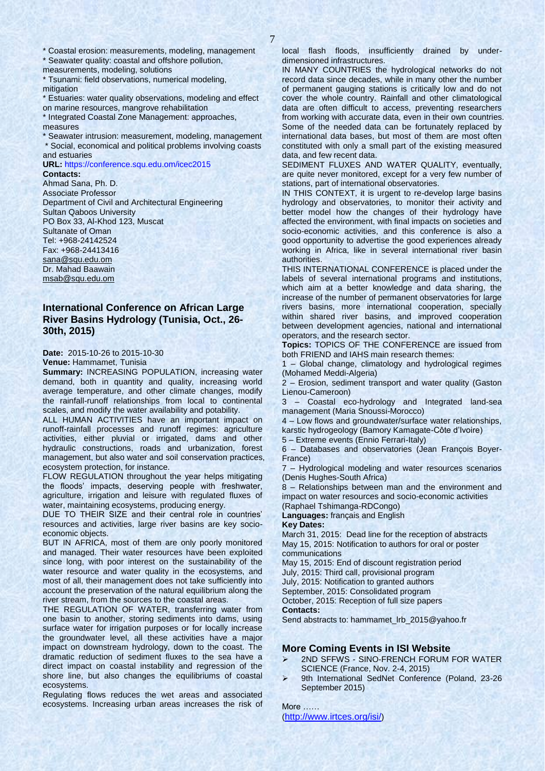* Coastal erosion: measurements, modeling, management
* Seawater quality: coastal and offshore pollution, measurements, modeling, solutions
* Tsunami: field observations, numerical modeling, mitigation
* Estuaries: water quality observations, modeling and effect on marine resources, mangrove rehabilitation
* Integrated Coastal Zone Management: approaches, measures
* Seawater intrusion: measurement, modeling, management
* Social, economical and political problems involving coasts and estuaries

**URL:** https://conference.squ.edu.om/icec2015

**Contacts:**

Ahmad Sana, Ph. D.
Associate Professor
Department of Civil and Architectural Engineering
Sultan Qaboos University
PO Box 33, Al-Khod 123, Muscat
Sultanate of Oman
Tel: +968-24142524
Fax: +968-24413416
sana@squ.edu.om
Dr. Mahad Baawain
msab@squ.edu.om

## International Conference on African Large River Basins Hydrology (Tunisia, Oct., 26-30th, 2015)

**Date:** 2015-10-26 to 2015-10-30

**Venue:** Hammamet, Tunisia

**Summary:** INCREASING POPULATION, increasing water demand, both in quantity and quality, increasing world average temperature, and other climate changes, modify the rainfall-runoff relationships from local to continental scales, and modify the water availability and potability.

ALL HUMAN ACTIVITIES have an important impact on runoff-rainfall processes and runoff regimes: agriculture activities, either pluvial or irrigated, dams and other hydraulic constructions, roads and urbanization, forest management, but also water and soil conservation practices, ecosystem protection, for instance.

FLOW REGULATION throughout the year helps mitigating the floods' impacts, deserving people with freshwater, agriculture, irrigation and leisure with regulated fluxes of water, maintaining ecosystems, producing energy.

DUE TO THEIR SIZE and their central role in countries' resources and activities, large river basins are key socio-economic objects.

BUT IN AFRICA, most of them are only poorly monitored and managed. Their water resources have been exploited since long, with poor interest on the sustainability of the water resource and water quality in the ecosystems, and most of all, their management does not take sufficiently into account the preservation of the natural equilibrium along the river stream, from the sources to the coastal areas.

THE REGULATION OF WATER, transferring water from one basin to another, storing sediments into dams, using surface water for irrigation purposes or for locally increase the groundwater level, all these activities have a major impact on downstream hydrology, down to the coast. The dramatic reduction of sediment fluxes to the sea have a direct impact on coastal instability and regression of the shore line, but also changes the equilibriums of coastal ecosystems.

Regulating flows reduces the wet areas and associated ecosystems. Increasing urban areas increases the risk of local flash floods, insufficiently drained by under-dimensioned infrastructures.

IN MANY COUNTRIES the hydrological networks do not record data since decades, while in many other the number of permanent gauging stations is critically low and do not cover the whole country. Rainfall and other climatological data are often difficult to access, preventing researchers from working with accurate data, even in their own countries. Some of the needed data can be fortunately replaced by international data bases, but most of them are most often constituted with only a small part of the existing measured data, and few recent data.

SEDIMENT FLUXES AND WATER QUALITY, eventually, are quite never monitored, except for a very few number of stations, part of international observatories.

IN THIS CONTEXT, it is urgent to re-develop large basins hydrology and observatories, to monitor their activity and better model how the changes of their hydrology have affected the environment, with final impacts on societies and socio-economic activities, and this conference is also a good opportunity to advertise the good experiences already working in Africa, like in several international river basin authorities.

THIS INTERNATIONAL CONFERENCE is placed under the labels of several international programs and institutions, which aim at a better knowledge and data sharing, the increase of the number of permanent observatories for large rivers basins, more international cooperation, specially within shared river basins, and improved cooperation between development agencies, national and international operators, and the research sector.

**Topics:** TOPICS OF THE CONFERENCE are issued from both FRIEND and IAHS main research themes:

1 – Global change, climatology and hydrological regimes (Mohamed Meddi-Algeria)
2 – Erosion, sediment transport and water quality (Gaston Lienou-Cameroon)
3 – Coastal eco-hydrology and Integrated land-sea management (Maria Snoussi-Morocco)
4 – Low flows and groundwater/surface water relationships, karstic hydrogeology (Bamory Kamagate-Côte d'Ivoire)
5 – Extreme events (Ennio Ferrari-Italy)
6 – Databases and observatories (Jean François Boyer-France)
7 – Hydrological modeling and water resources scenarios (Denis Hughes-South Africa)
8 – Relationships between man and the environment and impact on water resources and socio-economic activities (Raphael Tshimanga-RDCongo)

**Languages:** français and English

**Key Dates:**

March 31, 2015: Dead line for the reception of abstracts
May 15, 2015: Notification to authors for oral or poster communications
May 15, 2015: End of discount registration period
July, 2015: Third call, provisional program
July, 2015: Notification to granted authors
September, 2015: Consolidated program
October, 2015: Reception of full size papers

**Contacts:**

Send abstracts to: hammamet_lrb_2015@yahoo.fr

## More Coming Events in ISI Website

- 2ND SFFWS - SINO-FRENCH FORUM FOR WATER SCIENCE (France, Nov. 2-4, 2015)
- 9th International SedNet Conference (Poland, 23-26 September 2015)

More ……
(http://www.irtces.org/isi/)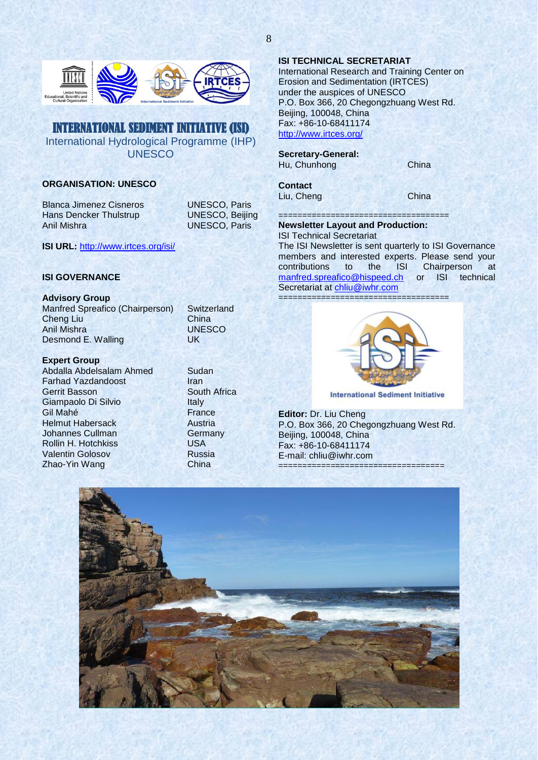# INTERNATIONAL SEDIMENT INITIATIVE (ISI)

International Hydrological Programme (IHP)
UNESCO

**ORGANISATION: UNESCO**

| | |
|---|---|
| Blanca Jimenez Cisneros | UNESCO, Paris |
| Hans Dencker Thulstrup | UNESCO, Beijing |
| Anil Mishra | UNESCO, Paris |

**ISI URL:** http://www.irtces.org/isi/

**ISI GOVERNANCE**

**Advisory Group**

| | |
|---|---|
| Manfred Spreafico (Chairperson) | Switzerland |
| Cheng Liu | China |
| Anil Mishra | UNESCO |
| Desmond E. Walling | UK |

**Expert Group**

| | |
|---|---|
| Abdalla Abdelsalam Ahmed | Sudan |
| Farhad Yazdandoost | Iran |
| Gerrit Basson | South Africa |
| Giampaolo Di Silvio | Italy |
| Gil Mahé | France |
| Helmut Habersack | Austria |
| Johannes Cullman | Germany |
| Rollin H. Hotchkiss | USA |
| Valentin Golosov | Russia |
| Zhao-Yin Wang | China |

**ISI TECHNICAL SECRETARIAT**

International Research and Training Center on Erosion and Sedimentation (IRTCES)
under the auspices of UNESCO
P.O. Box 366, 20 Chegongzhuang West Rd.
Beijing, 100048, China
Fax: +86-10-68411174
http://www.irtces.org/

**Secretary-General:**
Hu, Chunhong China

**Contact**
Liu, Cheng China

===================================

**Newsletter Layout and Production:**
ISI Technical Secretariat
The ISI Newsletter is sent quarterly to ISI Governance members and interested experts. Please send your contributions to the ISI Chairperson at manfred.spreafico@hispeed.ch or ISI technical Secretariat at chliu@iwhr.com

===================================

**Editor:** Dr. Liu Cheng
P.O. Box 366, 20 Chegongzhuang West Rd.
Beijing, 100048, China
Fax: +86-10-68411174
E-mail: chliu@iwhr.com

===================================